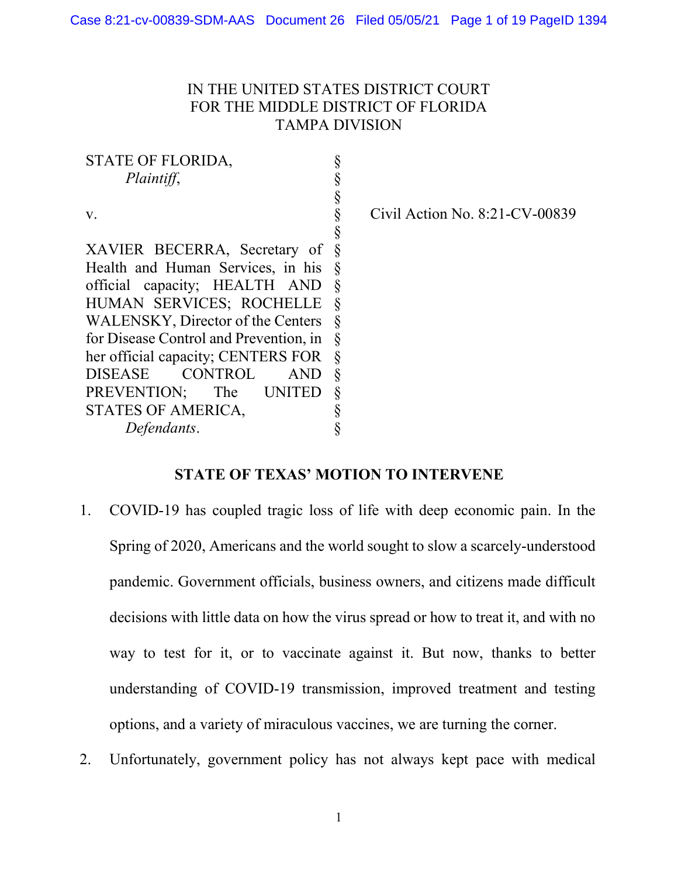IN THE UNITED STATES DISTRICT COURT
FOR THE MIDDLE DISTRICT OF FLORIDA
TAMPA DIVISION

STATE OF FLORIDA,
*Plaintiff*,

v.

XAVIER BECERRA, Secretary of Health and Human Services, in his official capacity; HEALTH AND HUMAN SERVICES; ROCHELLE WALENSKY, Director of the Centers for Disease Control and Prevention, in her official capacity; CENTERS FOR DISEASE CONTROL AND PREVENTION; The UNITED STATES OF AMERICA,
*Defendants*.

Civil Action No. 8:21-CV-00839

## STATE OF TEXAS' MOTION TO INTERVENE

1. COVID-19 has coupled tragic loss of life with deep economic pain. In the Spring of 2020, Americans and the world sought to slow a scarcely-understood pandemic. Government officials, business owners, and citizens made difficult decisions with little data on how the virus spread or how to treat it, and with no way to test for it, or to vaccinate against it. But now, thanks to better understanding of COVID-19 transmission, improved treatment and testing options, and a variety of miraculous vaccines, we are turning the corner.

2. Unfortunately, government policy has not always kept pace with medical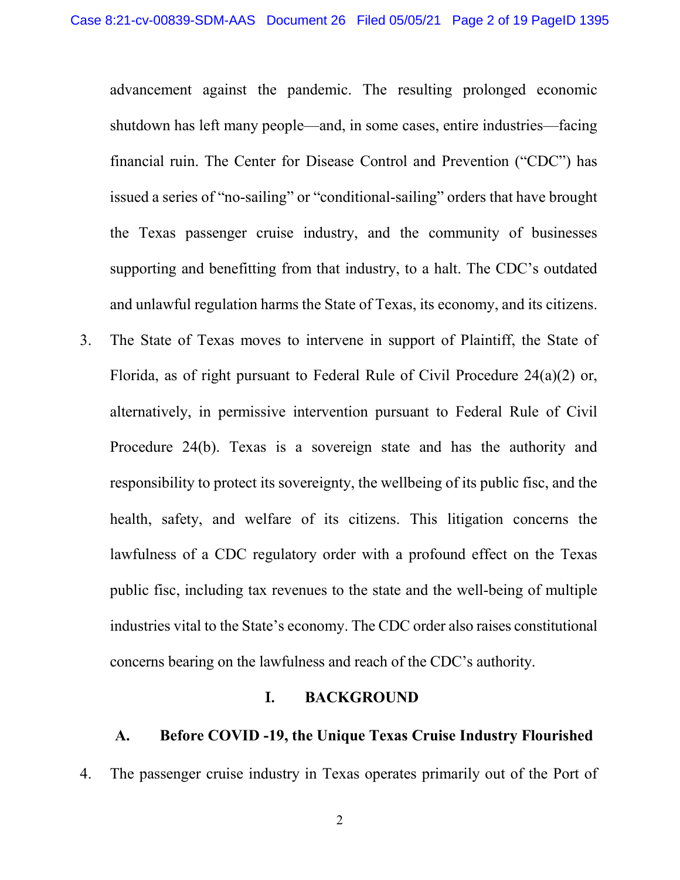advancement against the pandemic. The resulting prolonged economic shutdown has left many people—and, in some cases, entire industries—facing financial ruin. The Center for Disease Control and Prevention ("CDC") has issued a series of "no-sailing" or "conditional-sailing" orders that have brought the Texas passenger cruise industry, and the community of businesses supporting and benefitting from that industry, to a halt. The CDC's outdated and unlawful regulation harms the State of Texas, its economy, and its citizens.

3. The State of Texas moves to intervene in support of Plaintiff, the State of Florida, as of right pursuant to Federal Rule of Civil Procedure 24(a)(2) or, alternatively, in permissive intervention pursuant to Federal Rule of Civil Procedure 24(b). Texas is a sovereign state and has the authority and responsibility to protect its sovereignty, the wellbeing of its public fisc, and the health, safety, and welfare of its citizens. This litigation concerns the lawfulness of a CDC regulatory order with a profound effect on the Texas public fisc, including tax revenues to the state and the well-being of multiple industries vital to the State's economy. The CDC order also raises constitutional concerns bearing on the lawfulness and reach of the CDC's authority.

## I. BACKGROUND

### A. Before COVID -19, the Unique Texas Cruise Industry Flourished

4. The passenger cruise industry in Texas operates primarily out of the Port of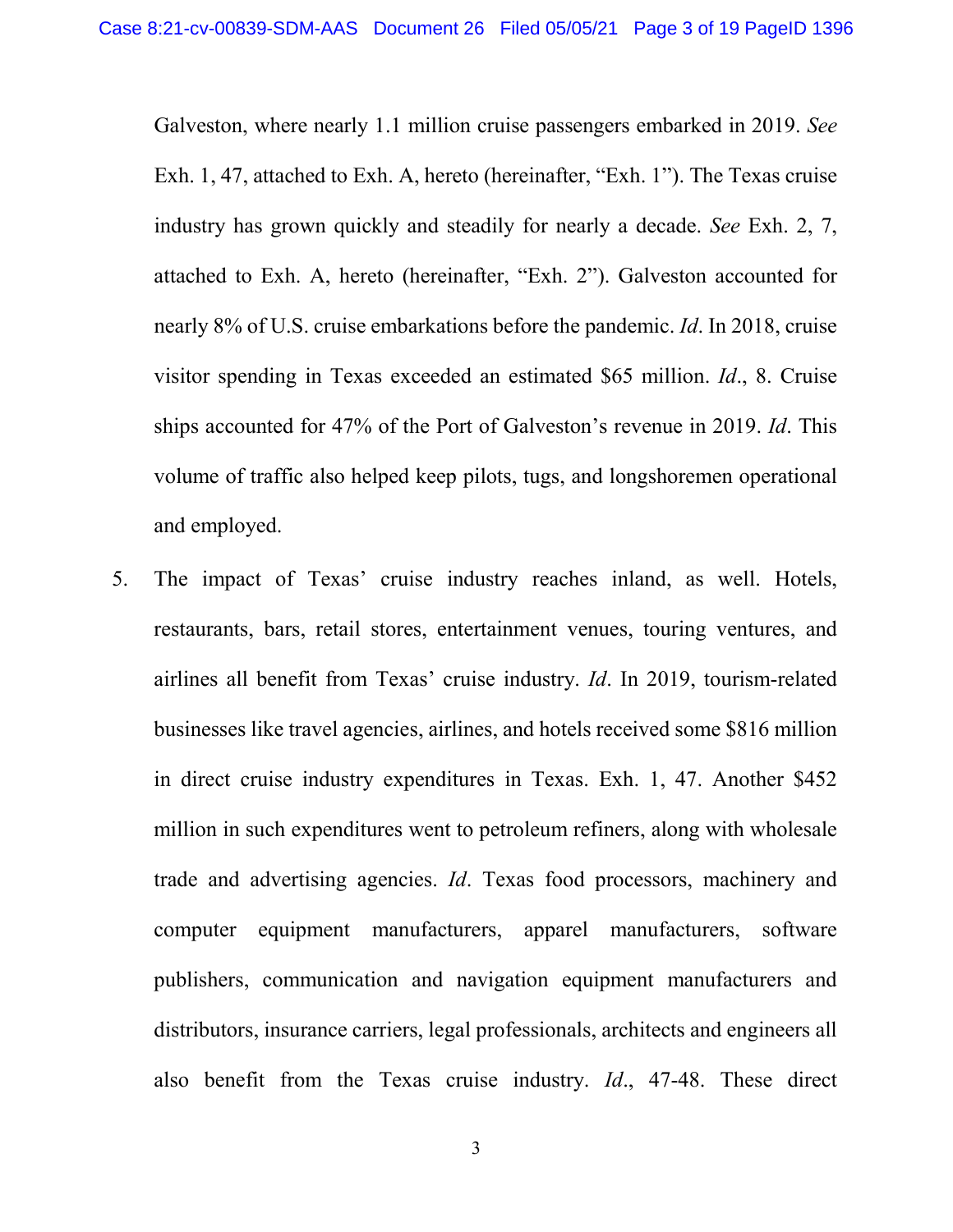Galveston, where nearly 1.1 million cruise passengers embarked in 2019. *See* Exh. 1, 47, attached to Exh. A, hereto (hereinafter, "Exh. 1"). The Texas cruise industry has grown quickly and steadily for nearly a decade. *See* Exh. 2, 7, attached to Exh. A, hereto (hereinafter, "Exh. 2"). Galveston accounted for nearly 8% of U.S. cruise embarkations before the pandemic. *Id*. In 2018, cruise visitor spending in Texas exceeded an estimated $65 million. *Id*., 8. Cruise ships accounted for 47% of the Port of Galveston's revenue in 2019. *Id*. This volume of traffic also helped keep pilots, tugs, and longshoremen operational and employed.

5. The impact of Texas' cruise industry reaches inland, as well. Hotels, restaurants, bars, retail stores, entertainment venues, touring ventures, and airlines all benefit from Texas' cruise industry. *Id*. In 2019, tourism-related businesses like travel agencies, airlines, and hotels received some $816 million in direct cruise industry expenditures in Texas. Exh. 1, 47. Another $452 million in such expenditures went to petroleum refiners, along with wholesale trade and advertising agencies. *Id*. Texas food processors, machinery and computer equipment manufacturers, apparel manufacturers, software publishers, communication and navigation equipment manufacturers and distributors, insurance carriers, legal professionals, architects and engineers all also benefit from the Texas cruise industry. *Id*., 47-48. These direct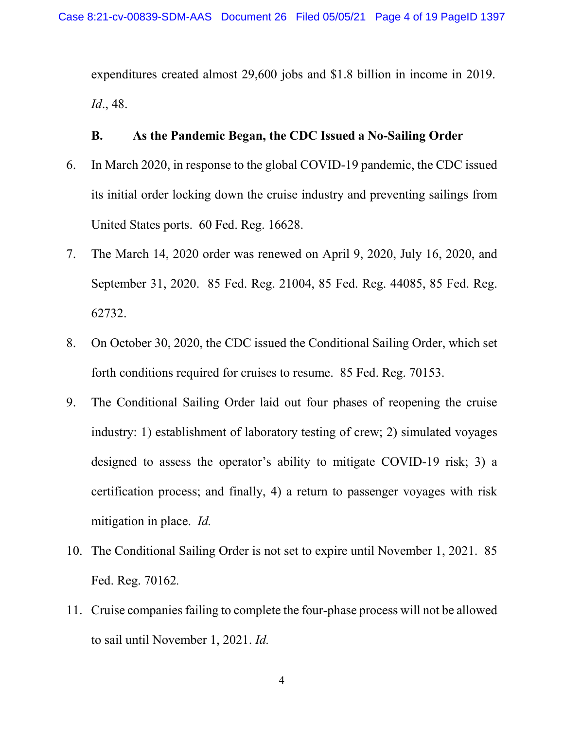expenditures created almost 29,600 jobs and $1.8 billion in income in 2019. *Id*., 48.

**B. As the Pandemic Began, the CDC Issued a No-Sailing Order**

6. In March 2020, in response to the global COVID-19 pandemic, the CDC issued its initial order locking down the cruise industry and preventing sailings from United States ports. 60 Fed. Reg. 16628.

7. The March 14, 2020 order was renewed on April 9, 2020, July 16, 2020, and September 31, 2020. 85 Fed. Reg. 21004, 85 Fed. Reg. 44085, 85 Fed. Reg. 62732.

8. On October 30, 2020, the CDC issued the Conditional Sailing Order, which set forth conditions required for cruises to resume. 85 Fed. Reg. 70153.

9. The Conditional Sailing Order laid out four phases of reopening the cruise industry: 1) establishment of laboratory testing of crew; 2) simulated voyages designed to assess the operator's ability to mitigate COVID-19 risk; 3) a certification process; and finally, 4) a return to passenger voyages with risk mitigation in place. *Id.*

10. The Conditional Sailing Order is not set to expire until November 1, 2021. 85 Fed. Reg. 70162.

11. Cruise companies failing to complete the four-phase process will not be allowed to sail until November 1, 2021. *Id.*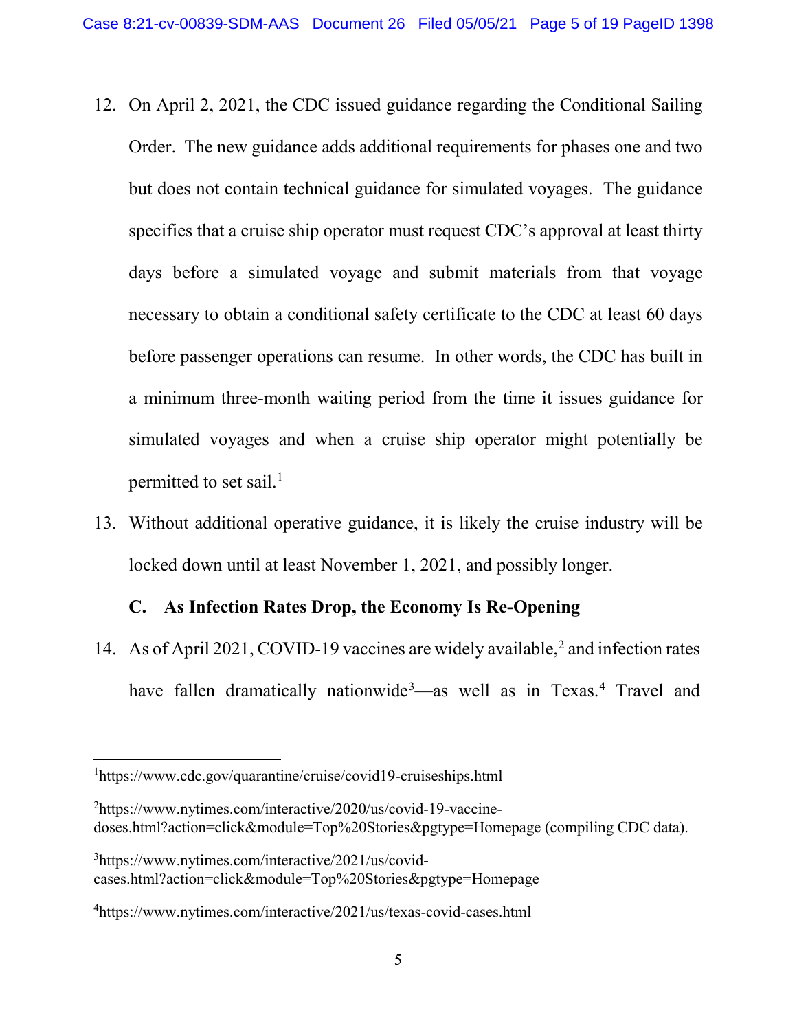12. On April 2, 2021, the CDC issued guidance regarding the Conditional Sailing Order. The new guidance adds additional requirements for phases one and two but does not contain technical guidance for simulated voyages. The guidance specifies that a cruise ship operator must request CDC's approval at least thirty days before a simulated voyage and submit materials from that voyage necessary to obtain a conditional safety certificate to the CDC at least 60 days before passenger operations can resume. In other words, the CDC has built in a minimum three-month waiting period from the time it issues guidance for simulated voyages and when a cruise ship operator might potentially be permitted to set sail.[1]

13. Without additional operative guidance, it is likely the cruise industry will be locked down until at least November 1, 2021, and possibly longer.

### C. As Infection Rates Drop, the Economy Is Re-Opening

14. As of April 2021, COVID-19 vaccines are widely available,[2] and infection rates have fallen dramatically nationwide[3]—as well as in Texas.[4] Travel and

---

[1] https://www.cdc.gov/quarantine/cruise/covid19-cruiseships.html

[2] https://www.nytimes.com/interactive/2020/us/covid-19-vaccine-doses.html?action=click&module=Top%20Stories&pgtype=Homepage (compiling CDC data).

[3] https://www.nytimes.com/interactive/2021/us/covid-cases.html?action=click&module=Top%20Stories&pgtype=Homepage

[4] https://www.nytimes.com/interactive/2021/us/texas-covid-cases.html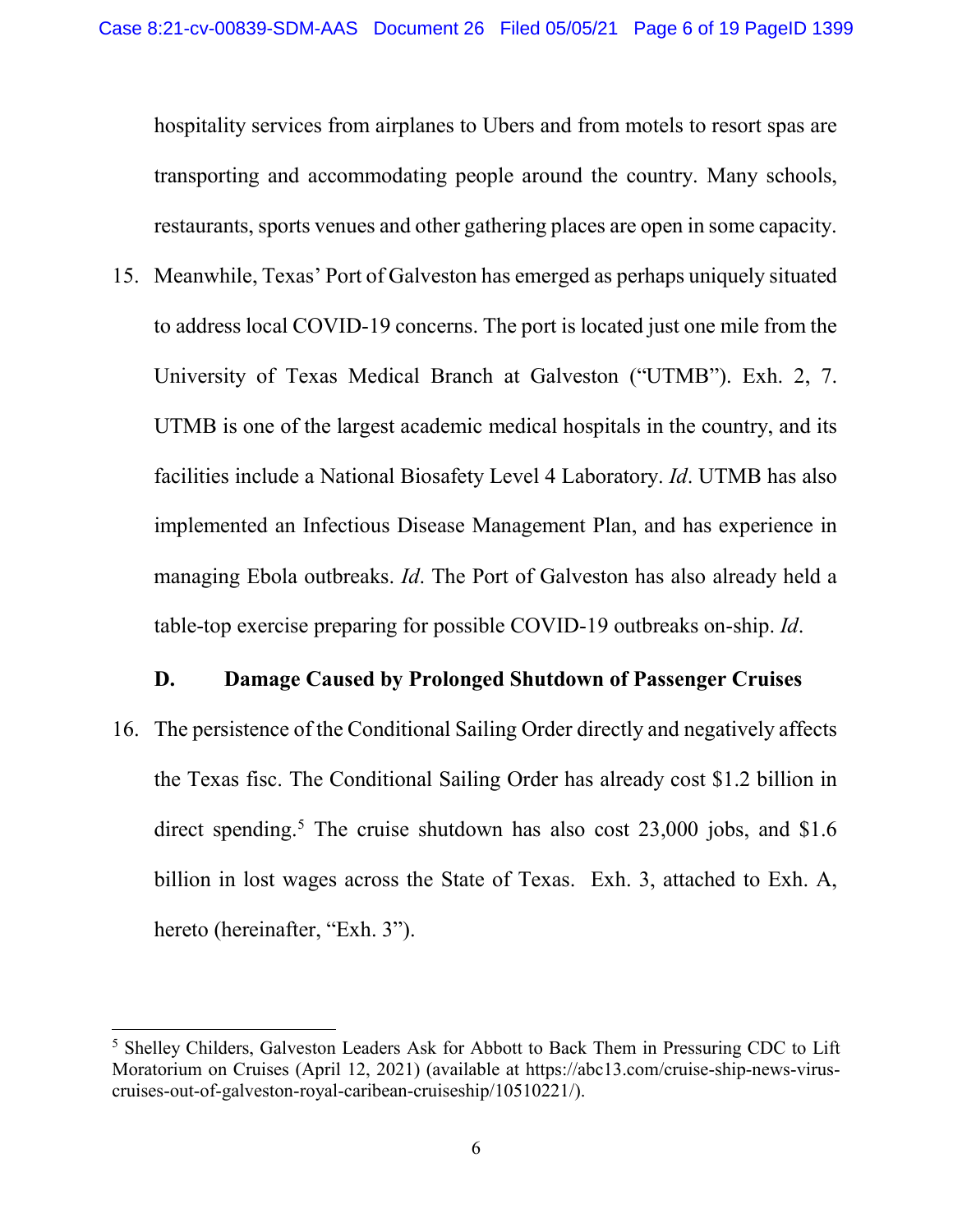hospitality services from airplanes to Ubers and from motels to resort spas are transporting and accommodating people around the country. Many schools, restaurants, sports venues and other gathering places are open in some capacity.

15. Meanwhile, Texas' Port of Galveston has emerged as perhaps uniquely situated to address local COVID-19 concerns. The port is located just one mile from the University of Texas Medical Branch at Galveston ("UTMB"). Exh. 2, 7. UTMB is one of the largest academic medical hospitals in the country, and its facilities include a National Biosafety Level 4 Laboratory. *Id*. UTMB has also implemented an Infectious Disease Management Plan, and has experience in managing Ebola outbreaks. *Id*. The Port of Galveston has also already held a table-top exercise preparing for possible COVID-19 outbreaks on-ship. *Id*.

### D. Damage Caused by Prolonged Shutdown of Passenger Cruises

16. The persistence of the Conditional Sailing Order directly and negatively affects the Texas fisc. The Conditional Sailing Order has already cost $1.2 billion in direct spending.[5] The cruise shutdown has also cost 23,000 jobs, and $1.6 billion in lost wages across the State of Texas. Exh. 3, attached to Exh. A, hereto (hereinafter, "Exh. 3").

---

[5] Shelley Childers, Galveston Leaders Ask for Abbott to Back Them in Pressuring CDC to Lift Moratorium on Cruises (April 12, 2021) (available at https://abc13.com/cruise-ship-news-virus-cruises-out-of-galveston-royal-caribean-cruiseship/10510221/).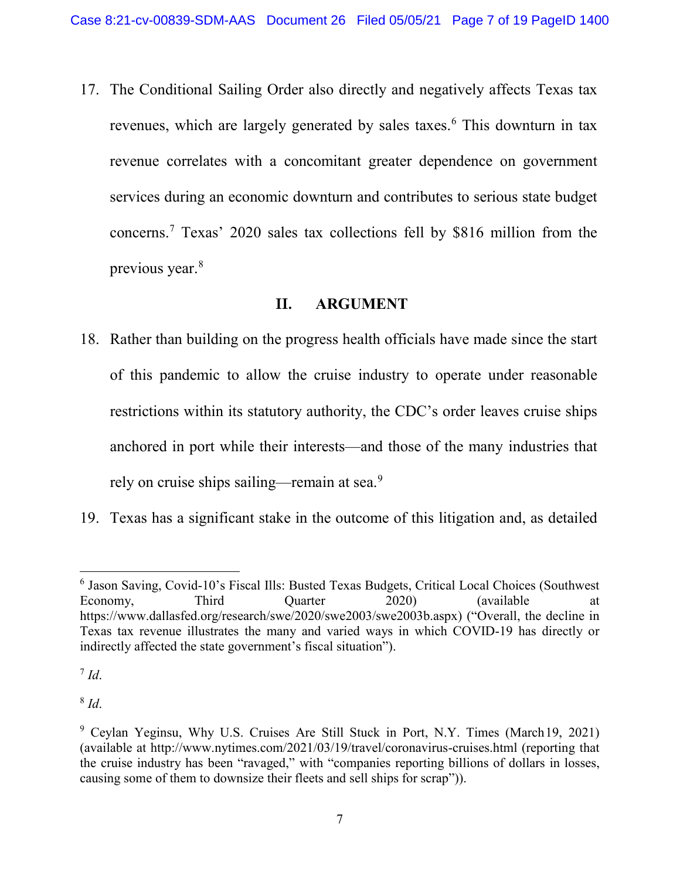17. The Conditional Sailing Order also directly and negatively affects Texas tax revenues, which are largely generated by sales taxes.[6] This downturn in tax revenue correlates with a concomitant greater dependence on government services during an economic downturn and contributes to serious state budget concerns.[7] Texas' 2020 sales tax collections fell by $816 million from the previous year.[8]

## II. ARGUMENT

18. Rather than building on the progress health officials have made since the start of this pandemic to allow the cruise industry to operate under reasonable restrictions within its statutory authority, the CDC's order leaves cruise ships anchored in port while their interests—and those of the many industries that rely on cruise ships sailing—remain at sea.[9]

19. Texas has a significant stake in the outcome of this litigation and, as detailed

---

[6] Jason Saving, Covid-10's Fiscal Ills: Busted Texas Budgets, Critical Local Choices (Southwest Economy, Third Quarter 2020) (available at https://www.dallasfed.org/research/swe/2020/swe2003/swe2003b.aspx) ("Overall, the decline in Texas tax revenue illustrates the many and varied ways in which COVID-19 has directly or indirectly affected the state government's fiscal situation").

[7] *Id*.

[8] *Id*.

[9] Ceylan Yeginsu, Why U.S. Cruises Are Still Stuck in Port, N.Y. Times (March19, 2021) (available at http://www.nytimes.com/2021/03/19/travel/coronavirus-cruises.html (reporting that the cruise industry has been "ravaged," with "companies reporting billions of dollars in losses, causing some of them to downsize their fleets and sell ships for scrap")).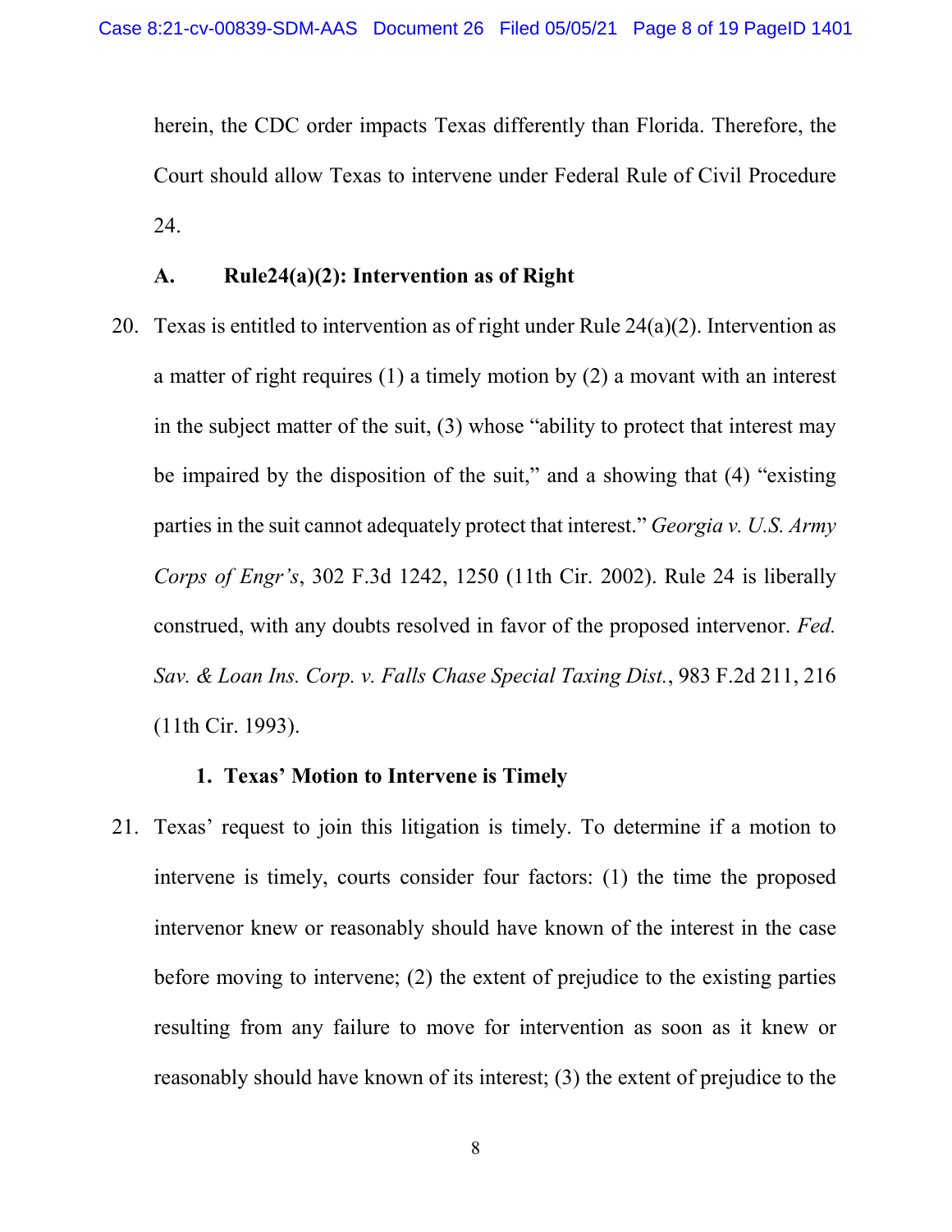herein, the CDC order impacts Texas differently than Florida. Therefore, the Court should allow Texas to intervene under Federal Rule of Civil Procedure 24.

### A. Rule24(a)(2): Intervention as of Right

20. Texas is entitled to intervention as of right under Rule 24(a)(2). Intervention as a matter of right requires (1) a timely motion by (2) a movant with an interest in the subject matter of the suit, (3) whose "ability to protect that interest may be impaired by the disposition of the suit," and a showing that (4) "existing parties in the suit cannot adequately protect that interest." *Georgia v. U.S. Army Corps of Engr's*, 302 F.3d 1242, 1250 (11th Cir. 2002). Rule 24 is liberally construed, with any doubts resolved in favor of the proposed intervenor. *Fed. Sav. & Loan Ins. Corp. v. Falls Chase Special Taxing Dist.*, 983 F.2d 211, 216 (11th Cir. 1993).

#### 1. Texas' Motion to Intervene is Timely

21. Texas' request to join this litigation is timely. To determine if a motion to intervene is timely, courts consider four factors: (1) the time the proposed intervenor knew or reasonably should have known of the interest in the case before moving to intervene; (2) the extent of prejudice to the existing parties resulting from any failure to move for intervention as soon as it knew or reasonably should have known of its interest; (3) the extent of prejudice to the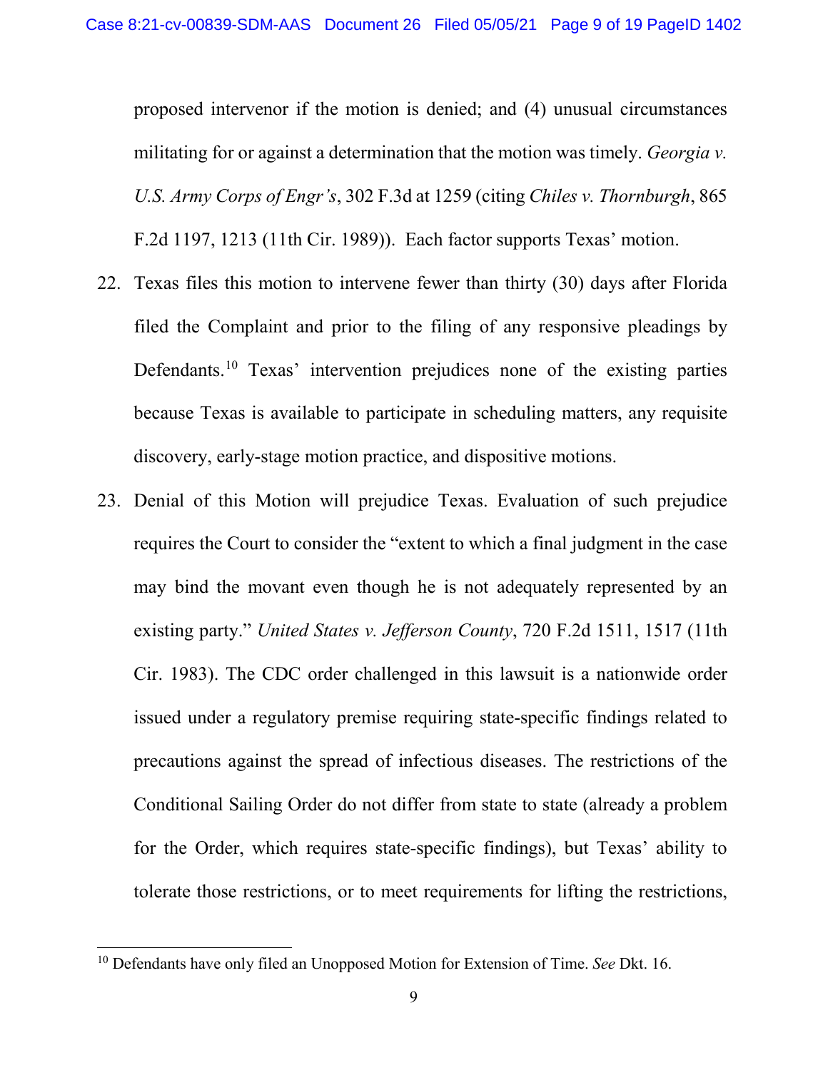proposed intervenor if the motion is denied; and (4) unusual circumstances militating for or against a determination that the motion was timely. *Georgia v. U.S. Army Corps of Engr's*, 302 F.3d at 1259 (citing *Chiles v. Thornburgh*, 865 F.2d 1197, 1213 (11th Cir. 1989)). Each factor supports Texas' motion.

22. Texas files this motion to intervene fewer than thirty (30) days after Florida filed the Complaint and prior to the filing of any responsive pleadings by Defendants.[10] Texas' intervention prejudices none of the existing parties because Texas is available to participate in scheduling matters, any requisite discovery, early-stage motion practice, and dispositive motions.

23. Denial of this Motion will prejudice Texas. Evaluation of such prejudice requires the Court to consider the "extent to which a final judgment in the case may bind the movant even though he is not adequately represented by an existing party." *United States v. Jefferson County*, 720 F.2d 1511, 1517 (11th Cir. 1983). The CDC order challenged in this lawsuit is a nationwide order issued under a regulatory premise requiring state-specific findings related to precautions against the spread of infectious diseases. The restrictions of the Conditional Sailing Order do not differ from state to state (already a problem for the Order, which requires state-specific findings), but Texas' ability to tolerate those restrictions, or to meet requirements for lifting the restrictions,

[10] Defendants have only filed an Unopposed Motion for Extension of Time. *See* Dkt. 16.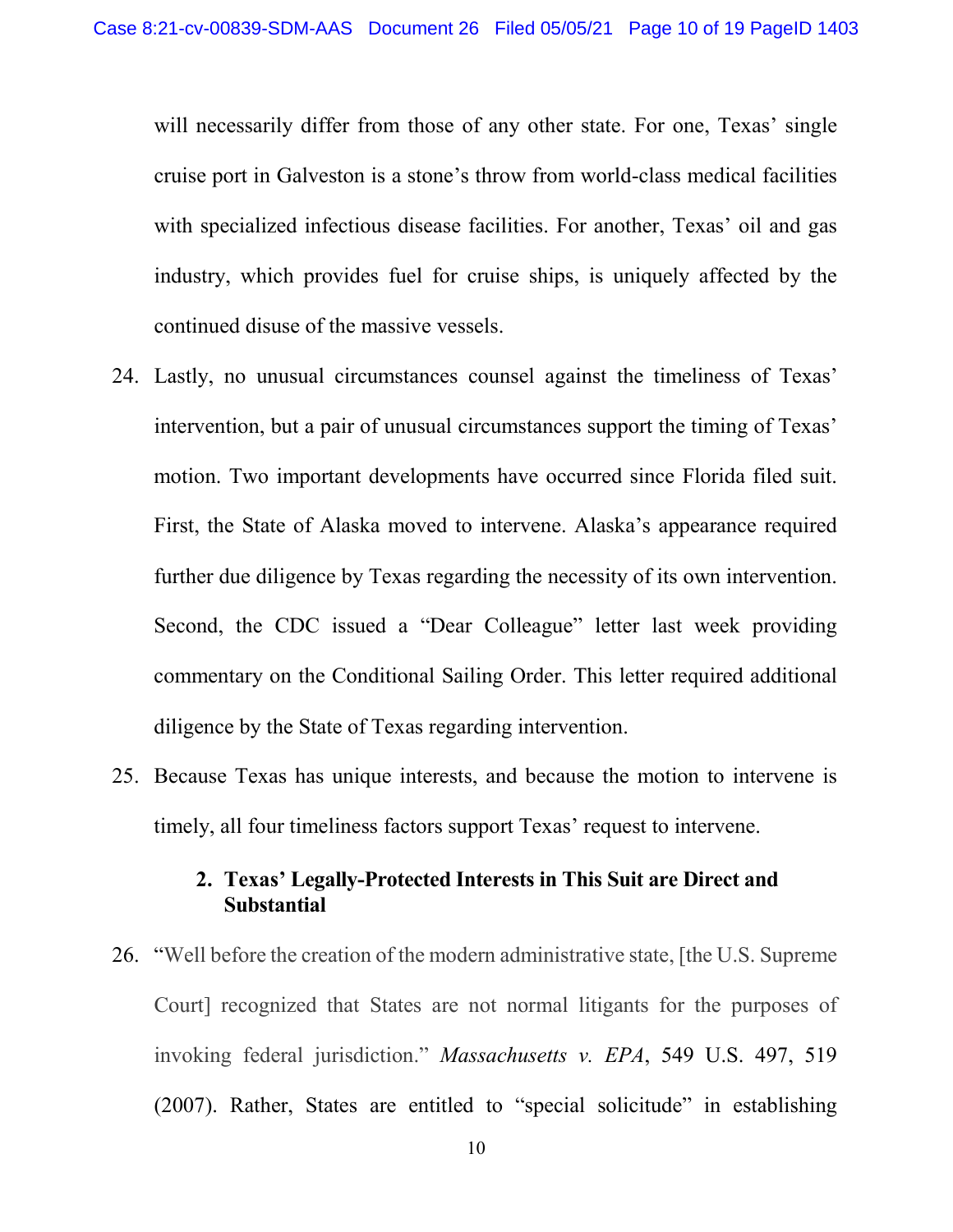will necessarily differ from those of any other state. For one, Texas' single cruise port in Galveston is a stone's throw from world-class medical facilities with specialized infectious disease facilities. For another, Texas' oil and gas industry, which provides fuel for cruise ships, is uniquely affected by the continued disuse of the massive vessels.

24. Lastly, no unusual circumstances counsel against the timeliness of Texas' intervention, but a pair of unusual circumstances support the timing of Texas' motion. Two important developments have occurred since Florida filed suit. First, the State of Alaska moved to intervene. Alaska's appearance required further due diligence by Texas regarding the necessity of its own intervention. Second, the CDC issued a "Dear Colleague" letter last week providing commentary on the Conditional Sailing Order. This letter required additional diligence by the State of Texas regarding intervention.

25. Because Texas has unique interests, and because the motion to intervene is timely, all four timeliness factors support Texas' request to intervene.

### 2. Texas' Legally-Protected Interests in This Suit are Direct and Substantial

26. "Well before the creation of the modern administrative state, [the U.S. Supreme Court] recognized that States are not normal litigants for the purposes of invoking federal jurisdiction." *Massachusetts v. EPA*, 549 U.S. 497, 519 (2007). Rather, States are entitled to "special solicitude" in establishing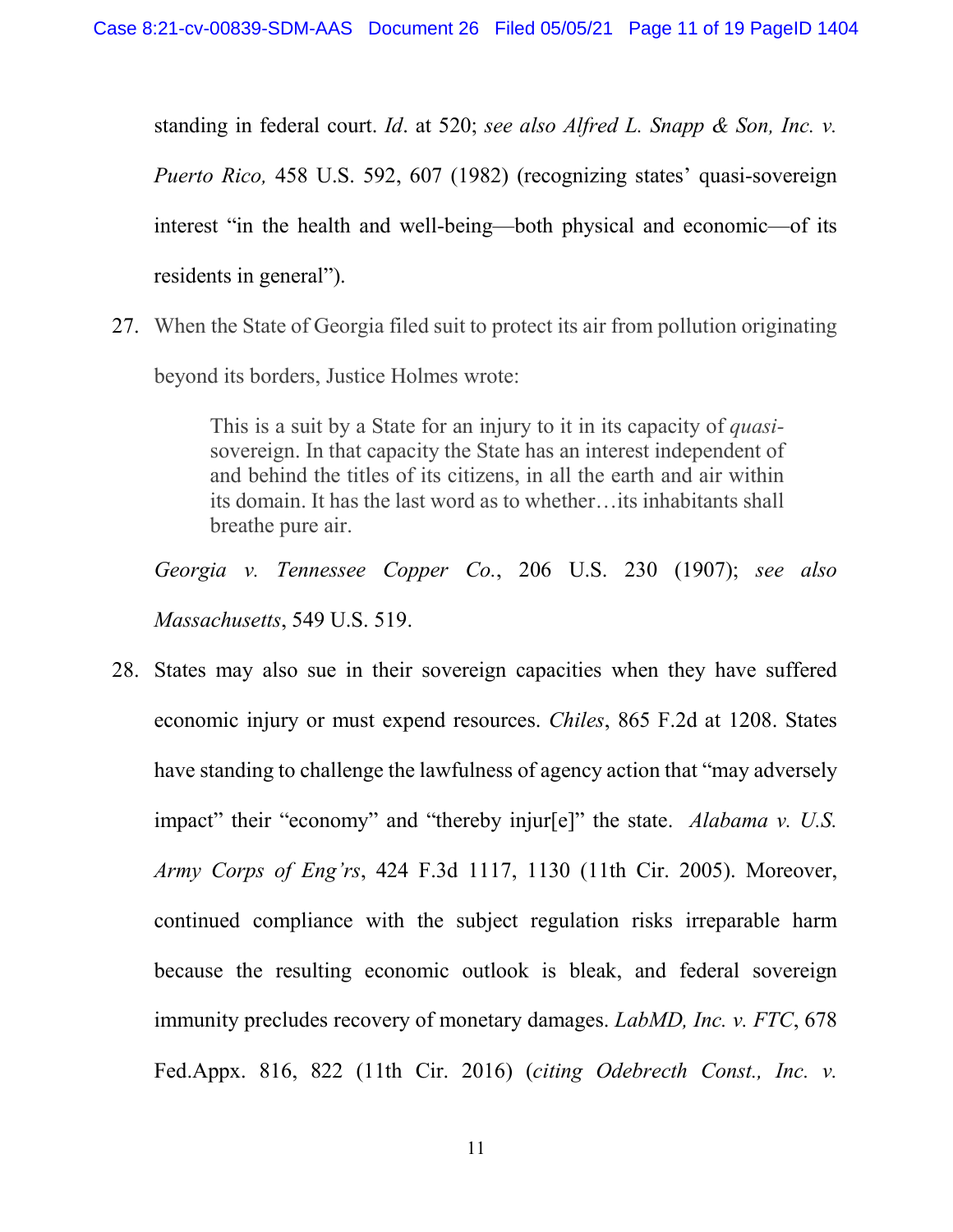standing in federal court. *Id*. at 520; *see also Alfred L. Snapp & Son, Inc. v. Puerto Rico,* 458 U.S. 592, 607 (1982) (recognizing states' quasi-sovereign interest "in the health and well-being—both physical and economic—of its residents in general").

27. When the State of Georgia filed suit to protect its air from pollution originating beyond its borders, Justice Holmes wrote:

> This is a suit by a State for an injury to it in its capacity of *quasi*-sovereign. In that capacity the State has an interest independent of and behind the titles of its citizens, in all the earth and air within its domain. It has the last word as to whether…its inhabitants shall breathe pure air.

*Georgia v. Tennessee Copper Co.*, 206 U.S. 230 (1907); *see also Massachusetts*, 549 U.S. 519.

28. States may also sue in their sovereign capacities when they have suffered economic injury or must expend resources. *Chiles*, 865 F.2d at 1208. States have standing to challenge the lawfulness of agency action that "may adversely impact" their "economy" and "thereby injur[e]" the state. *Alabama v. U.S. Army Corps of Eng'rs*, 424 F.3d 1117, 1130 (11th Cir. 2005). Moreover, continued compliance with the subject regulation risks irreparable harm because the resulting economic outlook is bleak, and federal sovereign immunity precludes recovery of monetary damages. *LabMD, Inc. v. FTC*, 678 Fed.Appx. 816, 822 (11th Cir. 2016) (*citing Odebrecth Const., Inc. v.*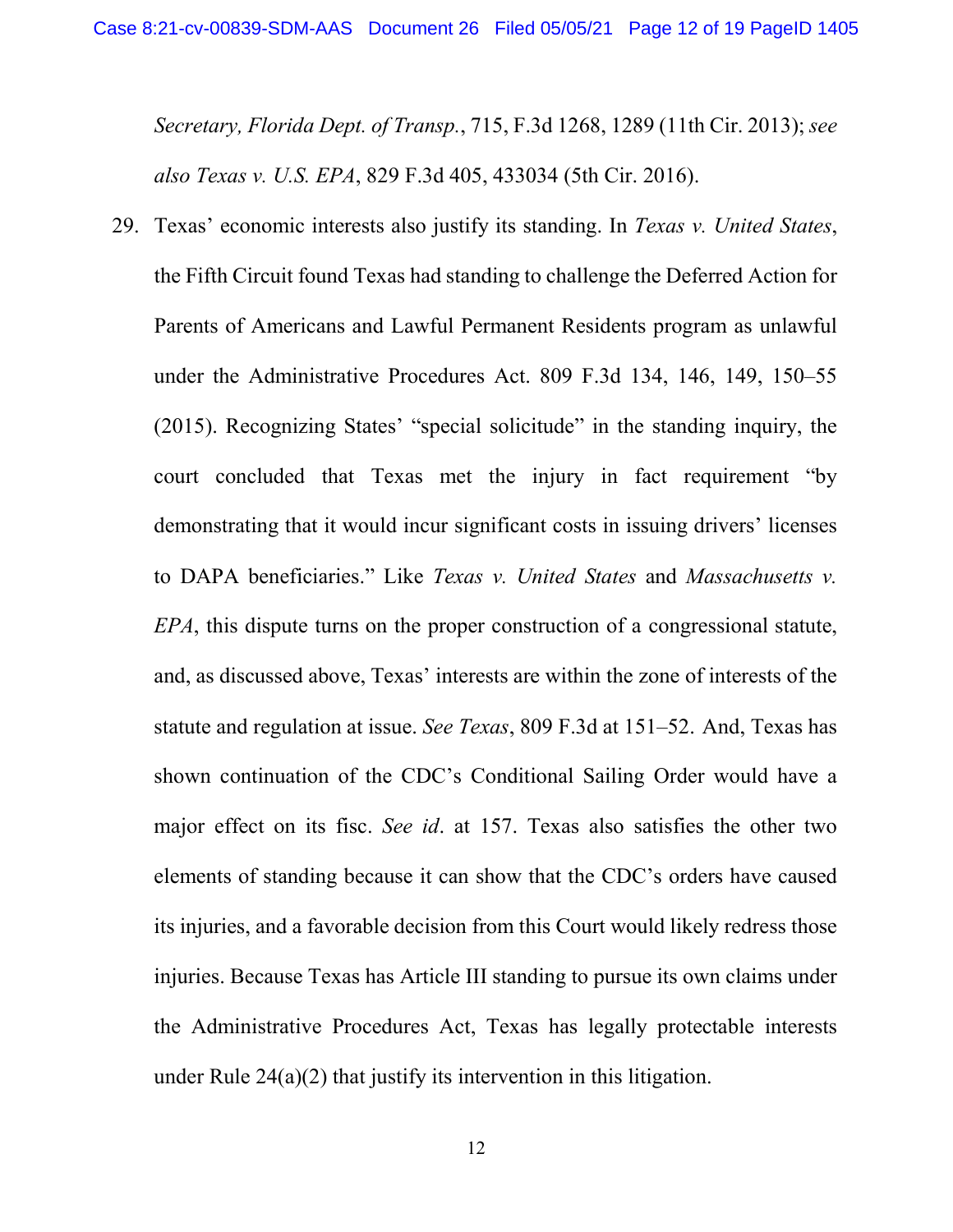*Secretary, Florida Dept. of Transp.*, 715, F.3d 1268, 1289 (11th Cir. 2013); *see also Texas v. U.S. EPA*, 829 F.3d 405, 433034 (5th Cir. 2016).

29. Texas' economic interests also justify its standing. In *Texas v. United States*, the Fifth Circuit found Texas had standing to challenge the Deferred Action for Parents of Americans and Lawful Permanent Residents program as unlawful under the Administrative Procedures Act. 809 F.3d 134, 146, 149, 150–55 (2015). Recognizing States' "special solicitude" in the standing inquiry, the court concluded that Texas met the injury in fact requirement "by demonstrating that it would incur significant costs in issuing drivers' licenses to DAPA beneficiaries." Like *Texas v. United States* and *Massachusetts v. EPA*, this dispute turns on the proper construction of a congressional statute, and, as discussed above, Texas' interests are within the zone of interests of the statute and regulation at issue. *See Texas*, 809 F.3d at 151–52. And, Texas has shown continuation of the CDC's Conditional Sailing Order would have a major effect on its fisc. *See id*. at 157. Texas also satisfies the other two elements of standing because it can show that the CDC's orders have caused its injuries, and a favorable decision from this Court would likely redress those injuries. Because Texas has Article III standing to pursue its own claims under the Administrative Procedures Act, Texas has legally protectable interests under Rule 24(a)(2) that justify its intervention in this litigation.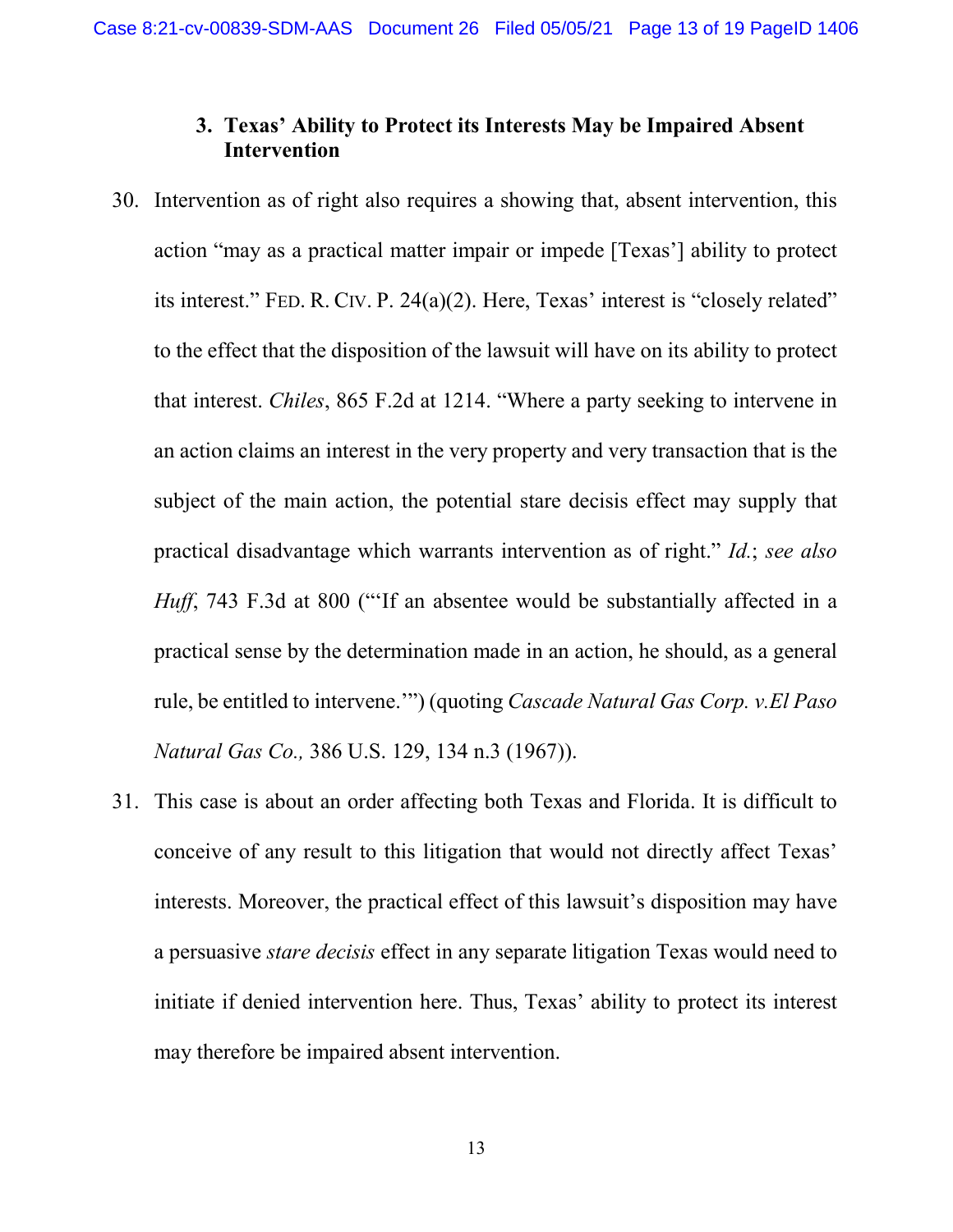### 3. Texas' Ability to Protect its Interests May be Impaired Absent Intervention

30. Intervention as of right also requires a showing that, absent intervention, this action "may as a practical matter impair or impede [Texas'] ability to protect its interest." FED. R. CIV. P. 24(a)(2). Here, Texas' interest is "closely related" to the effect that the disposition of the lawsuit will have on its ability to protect that interest. *Chiles*, 865 F.2d at 1214. "Where a party seeking to intervene in an action claims an interest in the very property and very transaction that is the subject of the main action, the potential stare decisis effect may supply that practical disadvantage which warrants intervention as of right." *Id.*; *see also Huff*, 743 F.3d at 800 ("'If an absentee would be substantially affected in a practical sense by the determination made in an action, he should, as a general rule, be entitled to intervene.'") (quoting *Cascade Natural Gas Corp. v.El Paso Natural Gas Co.,* 386 U.S. 129, 134 n.3 (1967)).

31. This case is about an order affecting both Texas and Florida. It is difficult to conceive of any result to this litigation that would not directly affect Texas' interests. Moreover, the practical effect of this lawsuit's disposition may have a persuasive *stare decisis* effect in any separate litigation Texas would need to initiate if denied intervention here. Thus, Texas' ability to protect its interest may therefore be impaired absent intervention.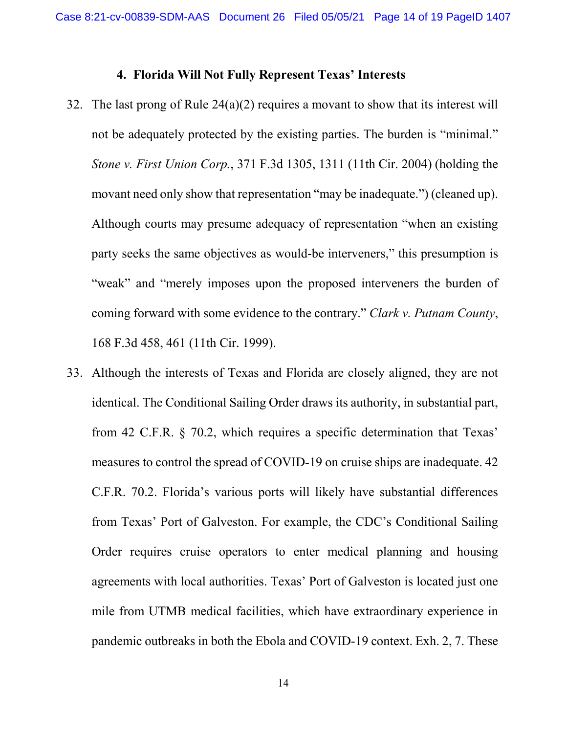#### 4. Florida Will Not Fully Represent Texas' Interests

32. The last prong of Rule 24(a)(2) requires a movant to show that its interest will not be adequately protected by the existing parties. The burden is "minimal." *Stone v. First Union Corp.*, 371 F.3d 1305, 1311 (11th Cir. 2004) (holding the movant need only show that representation "may be inadequate.") (cleaned up). Although courts may presume adequacy of representation "when an existing party seeks the same objectives as would-be interveners," this presumption is "weak" and "merely imposes upon the proposed interveners the burden of coming forward with some evidence to the contrary." *Clark v. Putnam County*, 168 F.3d 458, 461 (11th Cir. 1999).

33. Although the interests of Texas and Florida are closely aligned, they are not identical. The Conditional Sailing Order draws its authority, in substantial part, from 42 C.F.R. § 70.2, which requires a specific determination that Texas' measures to control the spread of COVID-19 on cruise ships are inadequate. 42 C.F.R. 70.2. Florida's various ports will likely have substantial differences from Texas' Port of Galveston. For example, the CDC's Conditional Sailing Order requires cruise operators to enter medical planning and housing agreements with local authorities. Texas' Port of Galveston is located just one mile from UTMB medical facilities, which have extraordinary experience in pandemic outbreaks in both the Ebola and COVID-19 context. Exh. 2, 7. These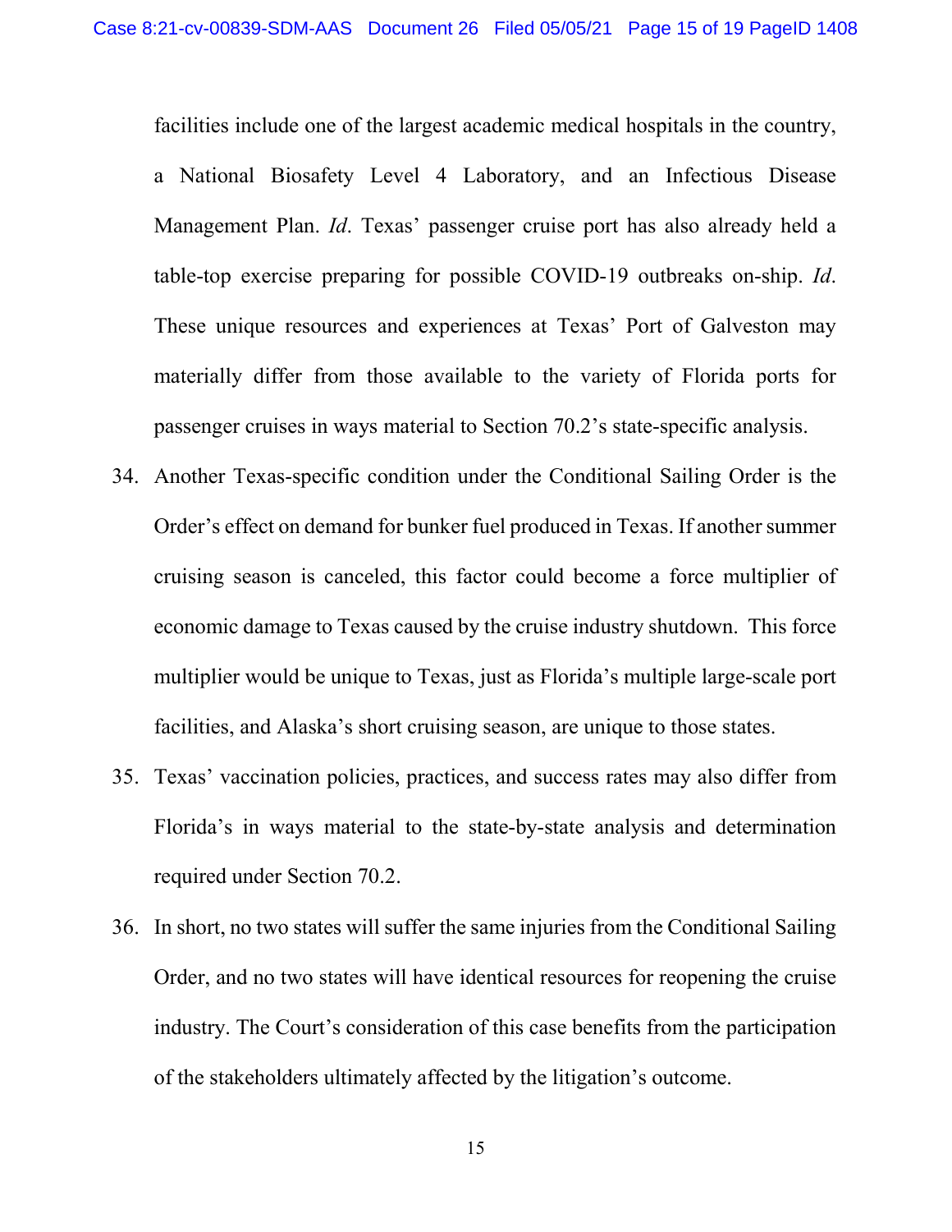facilities include one of the largest academic medical hospitals in the country, a National Biosafety Level 4 Laboratory, and an Infectious Disease Management Plan. *Id*. Texas' passenger cruise port has also already held a table-top exercise preparing for possible COVID-19 outbreaks on-ship. *Id*. These unique resources and experiences at Texas' Port of Galveston may materially differ from those available to the variety of Florida ports for passenger cruises in ways material to Section 70.2's state-specific analysis.

34. Another Texas-specific condition under the Conditional Sailing Order is the Order's effect on demand for bunker fuel produced in Texas. If another summer cruising season is canceled, this factor could become a force multiplier of economic damage to Texas caused by the cruise industry shutdown. This force multiplier would be unique to Texas, just as Florida's multiple large-scale port facilities, and Alaska's short cruising season, are unique to those states.

35. Texas' vaccination policies, practices, and success rates may also differ from Florida's in ways material to the state-by-state analysis and determination required under Section 70.2.

36. In short, no two states will suffer the same injuries from the Conditional Sailing Order, and no two states will have identical resources for reopening the cruise industry. The Court's consideration of this case benefits from the participation of the stakeholders ultimately affected by the litigation's outcome.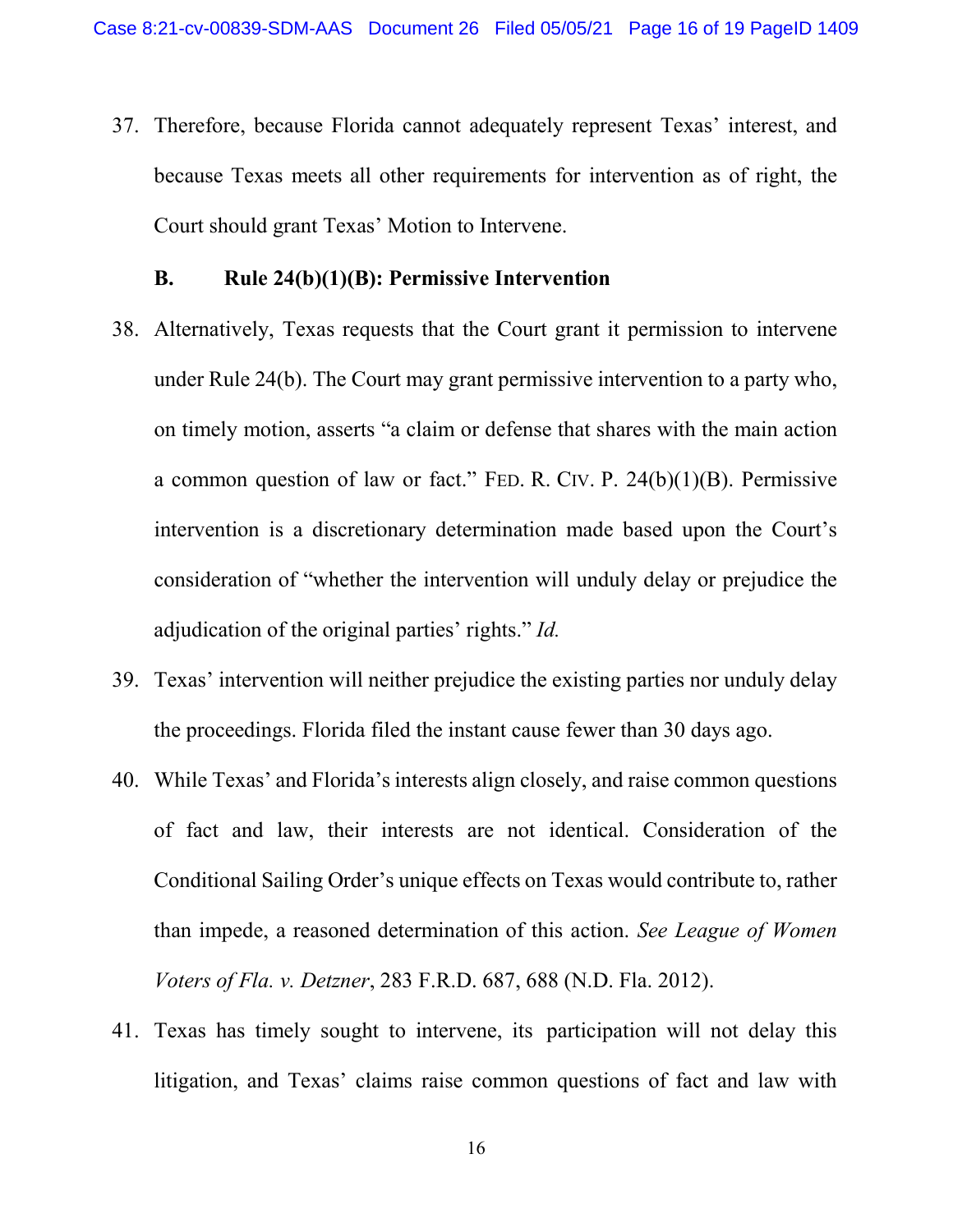37. Therefore, because Florida cannot adequately represent Texas' interest, and because Texas meets all other requirements for intervention as of right, the Court should grant Texas' Motion to Intervene.

### B. Rule 24(b)(1)(B): Permissive Intervention

38. Alternatively, Texas requests that the Court grant it permission to intervene under Rule 24(b). The Court may grant permissive intervention to a party who, on timely motion, asserts "a claim or defense that shares with the main action a common question of law or fact." FED. R. CIV. P. 24(b)(1)(B). Permissive intervention is a discretionary determination made based upon the Court's consideration of "whether the intervention will unduly delay or prejudice the adjudication of the original parties' rights." *Id.*

39. Texas' intervention will neither prejudice the existing parties nor unduly delay the proceedings. Florida filed the instant cause fewer than 30 days ago.

40. While Texas' and Florida's interests align closely, and raise common questions of fact and law, their interests are not identical. Consideration of the Conditional Sailing Order's unique effects on Texas would contribute to, rather than impede, a reasoned determination of this action. *See League of Women Voters of Fla. v. Detzner*, 283 F.R.D. 687, 688 (N.D. Fla. 2012).

41. Texas has timely sought to intervene, its participation will not delay this litigation, and Texas' claims raise common questions of fact and law with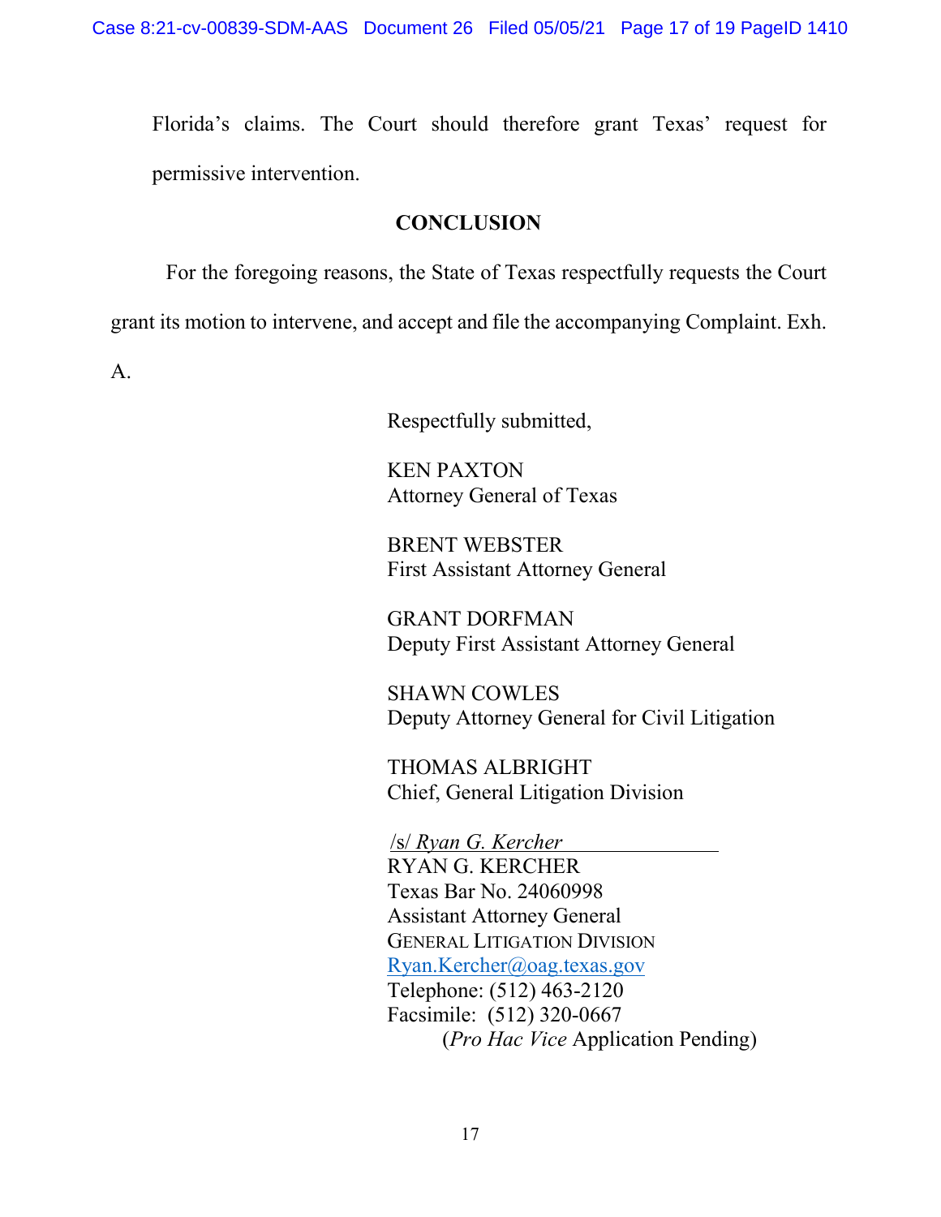Florida's claims. The Court should therefore grant Texas' request for permissive intervention.

## CONCLUSION

For the foregoing reasons, the State of Texas respectfully requests the Court grant its motion to intervene, and accept and file the accompanying Complaint. Exh. A.

Respectfully submitted,

KEN PAXTON
Attorney General of Texas

BRENT WEBSTER
First Assistant Attorney General

GRANT DORFMAN
Deputy First Assistant Attorney General

SHAWN COWLES
Deputy Attorney General for Civil Litigation

THOMAS ALBRIGHT
Chief, General Litigation Division

/s/ *Ryan G. Kercher*
RYAN G. KERCHER
Texas Bar No. 24060998
Assistant Attorney General
GENERAL LITIGATION DIVISION
Ryan.Kercher@oag.texas.gov
Telephone: (512) 463-2120
Facsimile: (512) 320-0667
(*Pro Hac Vice* Application Pending)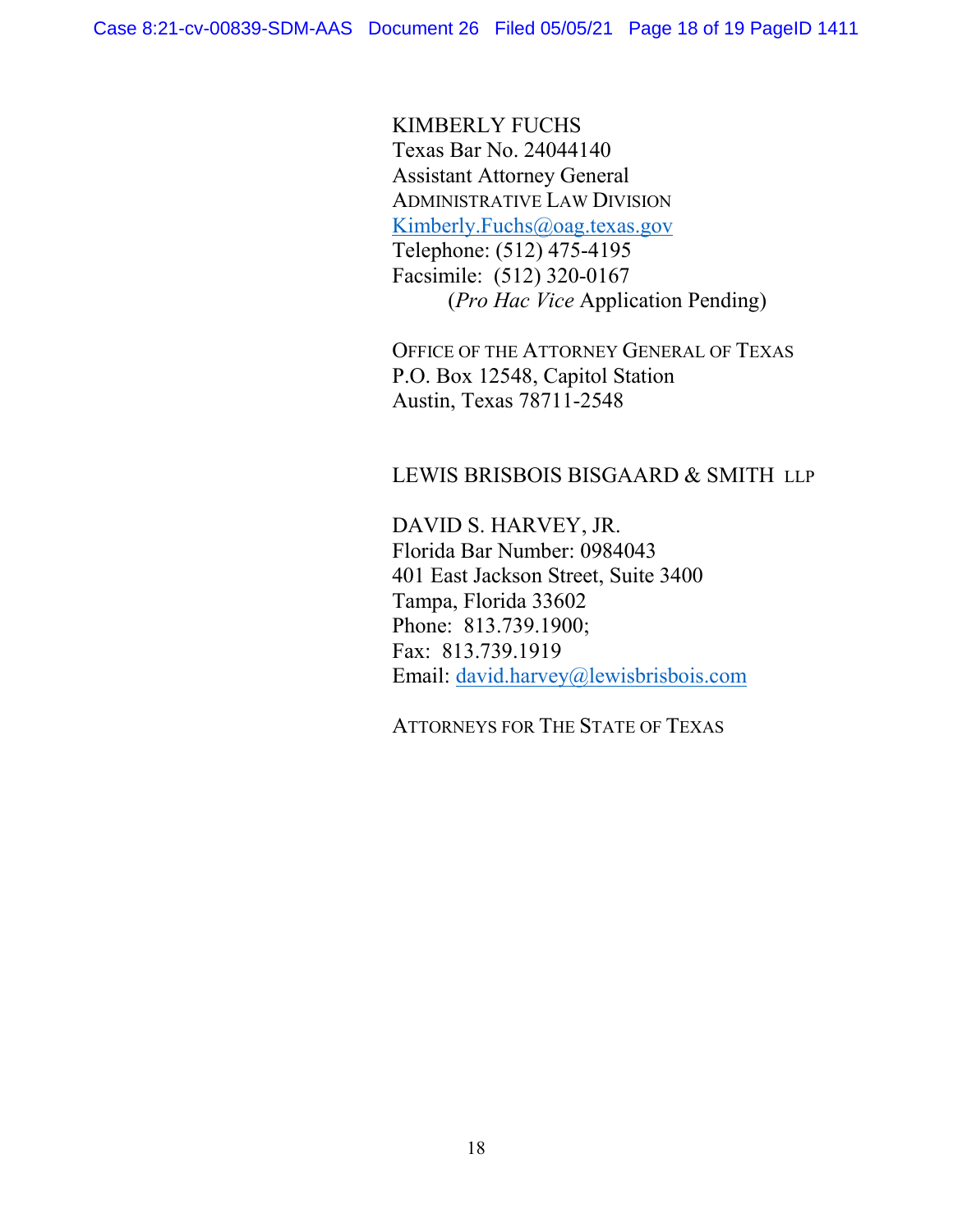KIMBERLY FUCHS
Texas Bar No. 24044140
Assistant Attorney General
ADMINISTRATIVE LAW DIVISION
Kimberly.Fuchs@oag.texas.gov
Telephone: (512) 475-4195
Facsimile: (512) 320-0167
(*Pro Hac Vice* Application Pending)

OFFICE OF THE ATTORNEY GENERAL OF TEXAS
P.O. Box 12548, Capitol Station
Austin, Texas 78711-2548

LEWIS BRISBOIS BISGAARD & SMITH LLP

DAVID S. HARVEY, JR.
Florida Bar Number: 0984043
401 East Jackson Street, Suite 3400
Tampa, Florida 33602
Phone: 813.739.1900;
Fax: 813.739.1919
Email: david.harvey@lewisbrisbois.com

ATTORNEYS FOR THE STATE OF TEXAS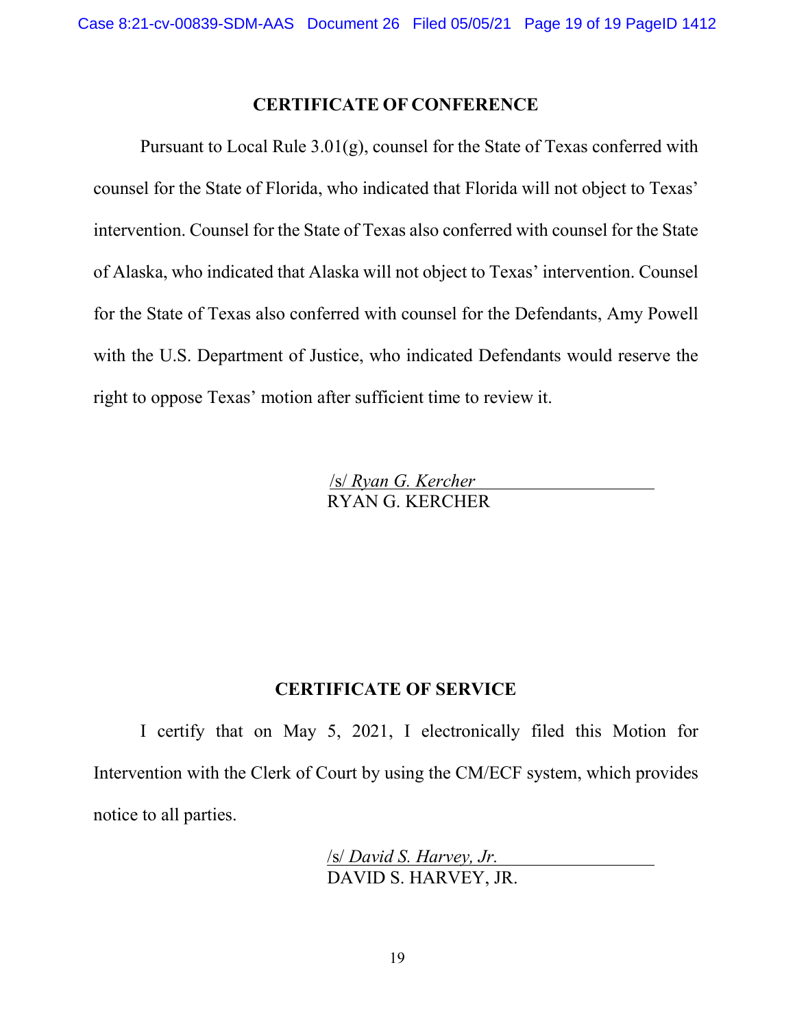## CERTIFICATE OF CONFERENCE

Pursuant to Local Rule 3.01(g), counsel for the State of Texas conferred with counsel for the State of Florida, who indicated that Florida will not object to Texas' intervention. Counsel for the State of Texas also conferred with counsel for the State of Alaska, who indicated that Alaska will not object to Texas' intervention. Counsel for the State of Texas also conferred with counsel for the Defendants, Amy Powell with the U.S. Department of Justice, who indicated Defendants would reserve the right to oppose Texas' motion after sufficient time to review it.

/s/ *Ryan G. Kercher*
RYAN G. KERCHER

## CERTIFICATE OF SERVICE

I certify that on May 5, 2021, I electronically filed this Motion for Intervention with the Clerk of Court by using the CM/ECF system, which provides notice to all parties.

/s/ *David S. Harvey, Jr.*
DAVID S. HARVEY, JR.